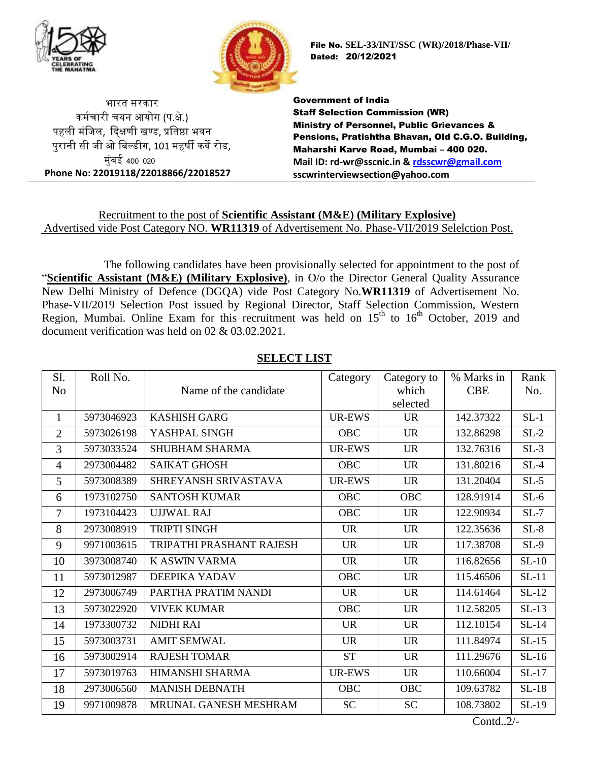File No. SEL-33/INT/SSC (WR)/2018/Phase-VII/
Dated: 20/12/2021

भारत सरकार
कर्मचारी चयन आयोग (प.क्षे.)
पहली मंजिल, दिक्षणी खण्ड, प्रतिष्ठा भवन
पुरानी सी जी ओ बिल्डीग, 101 महर्षी कर्वे रोड,
मुंबई 400 020
**Phone No: 22019118/22018866/22018527**

**Government of India**
**Staff Selection Commission (WR)**
**Ministry of Personnel, Public Grievances & Pensions, Pratishtha Bhavan, Old C.G.O. Building, Maharshi Karve Road, Mumbai – 400 020.**
**Mail ID: rd-wr@sscnic.in & rdsscwr@gmail.com**
**sscwrinterviewsection@yahoo.com**

Recruitment to the post of **Scientific Assistant (M&E) (Military Explosive)**
Advertised vide Post Category NO. **WR11319** of Advertisement No. Phase-VII/2019 Selelction Post.

The following candidates have been provisionally selected for appointment to the post of "**Scientific Assistant (M&E) (Military Explosive)**, in O/o the Director General Quality Assurance New Delhi Ministry of Defence (DGQA) vide Post Category No.**WR11319** of Advertisement No. Phase-VII/2019 Selection Post issued by Regional Director, Staff Selection Commission, Western Region, Mumbai. Online Exam for this recruitment was held on 15th to 16th October, 2019 and document verification was held on 02 & 03.02.2021.

## SELECT LIST

| Sl. No | Roll No. | Name of the candidate | Category | Category to which selected | % Marks in CBE | Rank No. |
|---|---|---|---|---|---|---|
| 1 | 5973046923 | KASHISH GARG | UR-EWS | UR | 142.37322 | SL-1 |
| 2 | 5973026198 | YASHPAL SINGH | OBC | UR | 132.86298 | SL-2 |
| 3 | 5973033524 | SHUBHAM SHARMA | UR-EWS | UR | 132.76316 | SL-3 |
| 4 | 2973004482 | SAIKAT GHOSH | OBC | UR | 131.80216 | SL-4 |
| 5 | 5973008389 | SHREYANSH SRIVASTAVA | UR-EWS | UR | 131.20404 | SL-5 |
| 6 | 1973102750 | SANTOSH KUMAR | OBC | OBC | 128.91914 | SL-6 |
| 7 | 1973104423 | UJJWAL RAJ | OBC | UR | 122.90934 | SL-7 |
| 8 | 2973008919 | TRIPTI SINGH | UR | UR | 122.35636 | SL-8 |
| 9 | 9971003615 | TRIPATHI PRASHANT RAJESH | UR | UR | 117.38708 | SL-9 |
| 10 | 3973008740 | K ASWIN VARMA | UR | UR | 116.82656 | SL-10 |
| 11 | 5973012987 | DEEPIKA YADAV | OBC | UR | 115.46506 | SL-11 |
| 12 | 2973006749 | PARTHA PRATIM NANDI | UR | UR | 114.61464 | SL-12 |
| 13 | 5973022920 | VIVEK KUMAR | OBC | UR | 112.58205 | SL-13 |
| 14 | 1973300732 | NIDHI RAI | UR | UR | 112.10154 | SL-14 |
| 15 | 5973003731 | AMIT SEMWAL | UR | UR | 111.84974 | SL-15 |
| 16 | 5973002914 | RAJESH TOMAR | ST | UR | 111.29676 | SL-16 |
| 17 | 5973019763 | HIMANSHI SHARMA | UR-EWS | UR | 110.66004 | SL-17 |
| 18 | 2973006560 | MANISH DEBNATH | OBC | OBC | 109.63782 | SL-18 |
| 19 | 9971009878 | MRUNAL GANESH MESHRAM | SC | SC | 108.73802 | SL-19 |

Contd..2/-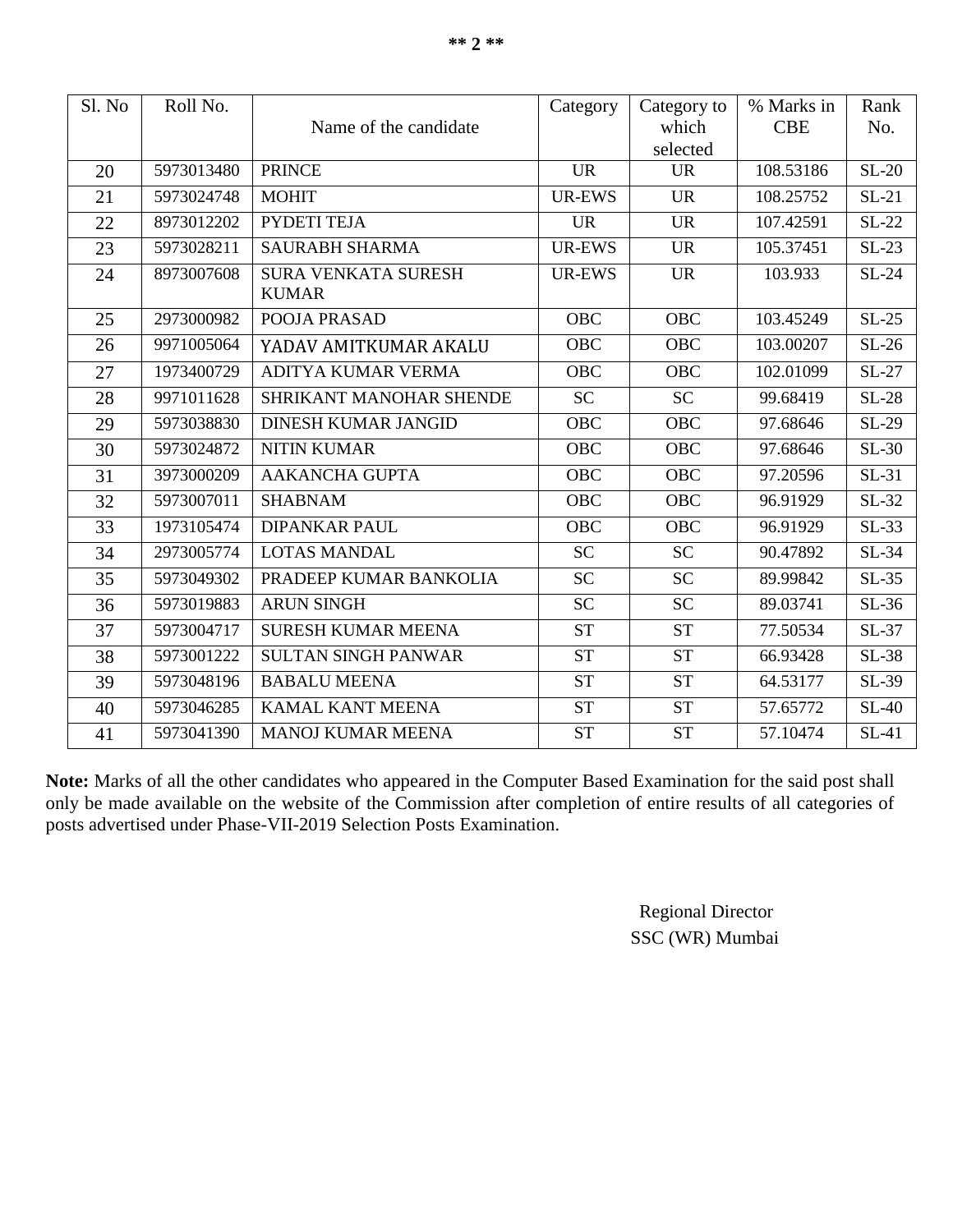| Sl. No | Roll No. | Name of the candidate | Category | Category to which selected | % Marks in CBE | Rank No. |
|---|---|---|---|---|---|---|
| 20 | 5973013480 | PRINCE | UR | UR | 108.53186 | SL-20 |
| 21 | 5973024748 | MOHIT | UR-EWS | UR | 108.25752 | SL-21 |
| 22 | 8973012202 | PYDETI TEJA | UR | UR | 107.42591 | SL-22 |
| 23 | 5973028211 | SAURABH SHARMA | UR-EWS | UR | 105.37451 | SL-23 |
| 24 | 8973007608 | SURA VENKATA SURESH KUMAR | UR-EWS | UR | 103.933 | SL-24 |
| 25 | 2973000982 | POOJA PRASAD | OBC | OBC | 103.45249 | SL-25 |
| 26 | 9971005064 | YADAV AMITKUMAR AKALU | OBC | OBC | 103.00207 | SL-26 |
| 27 | 1973400729 | ADITYA KUMAR VERMA | OBC | OBC | 102.01099 | SL-27 |
| 28 | 9971011628 | SHRIKANT MANOHAR SHENDE | SC | SC | 99.68419 | SL-28 |
| 29 | 5973038830 | DINESH KUMAR JANGID | OBC | OBC | 97.68646 | SL-29 |
| 30 | 5973024872 | NITIN KUMAR | OBC | OBC | 97.68646 | SL-30 |
| 31 | 3973000209 | AAKANCHA GUPTA | OBC | OBC | 97.20596 | SL-31 |
| 32 | 5973007011 | SHABNAM | OBC | OBC | 96.91929 | SL-32 |
| 33 | 1973105474 | DIPANKAR PAUL | OBC | OBC | 96.91929 | SL-33 |
| 34 | 2973005774 | LOTAS MANDAL | SC | SC | 90.47892 | SL-34 |
| 35 | 5973049302 | PRADEEP KUMAR BANKOLIA | SC | SC | 89.99842 | SL-35 |
| 36 | 5973019883 | ARUN SINGH | SC | SC | 89.03741 | SL-36 |
| 37 | 5973004717 | SURESH KUMAR MEENA | ST | ST | 77.50534 | SL-37 |
| 38 | 5973001222 | SULTAN SINGH PANWAR | ST | ST | 66.93428 | SL-38 |
| 39 | 5973048196 | BABALU MEENA | ST | ST | 64.53177 | SL-39 |
| 40 | 5973046285 | KAMAL KANT MEENA | ST | ST | 57.65772 | SL-40 |
| 41 | 5973041390 | MANOJ KUMAR MEENA | ST | ST | 57.10474 | SL-41 |

**Note:** Marks of all the other candidates who appeared in the Computer Based Examination for the said post shall only be made available on the website of the Commission after completion of entire results of all categories of posts advertised under Phase-VII-2019 Selection Posts Examination.

Regional Director
SSC (WR) Mumbai